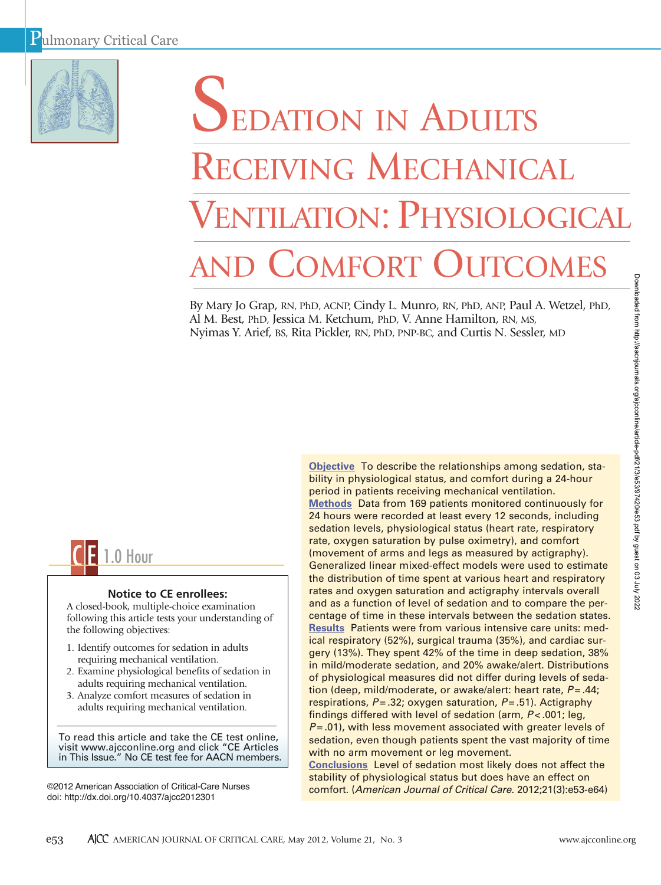# Sedation in Adults Receiving Mechanical Ventilation: Physiological and Comfort Outcomes

By Mary Jo Grap, RN, PhD, ACNP, Cindy L. Munro, RN, PhD, ANP, Paul A. Wetzel, PhD, Al M. Best, PhD, Jessica M. Ketchum, PhD, V. Anne Hamilton, RN, MS, Nyimas Y. Arief, BS, Rita Pickler, RN, PhD, PNP-BC, and Curtis N. Sessler, MD

**Objective** To describe the relationships among sedation, stability in physiological status, and comfort during a 24-hour period in patients receiving mechanical ventilation.

**Methods** Data from 169 patients monitored continuously for 24 hours were recorded at least every 12 seconds, including sedation levels, physiological status (heart rate, respiratory rate, oxygen saturation by pulse oximetry), and comfort (movement of arms and legs as measured by actigraphy). Generalized linear mixed-effect models were used to estimate the distribution of time spent at various heart and respiratory rates and oxygen saturation and actigraphy intervals overall and as a function of level of sedation and to compare the percentage of time in these intervals between the sedation states.

**Results** Patients were from various intensive care units: medical respiratory (52%), surgical trauma (35%), and cardiac surgery (13%). They spent 42% of the time in deep sedation, 38% in mild/moderate sedation, and 20% awake/alert. Distributions of physiological measures did not differ during levels of sedation (deep, mild/moderate, or awake/alert: heart rate, $P = .44$; respirations, $P = .32$; oxygen saturation, $P = .51$). Actigraphy findings differed with level of sedation (arm, $P < .001$; leg, $P = .01$), with less movement associated with greater levels of sedation, even though patients spent the vast majority of time with no arm movement or leg movement.

**Conclusions** Level of sedation most likely does not affect the stability of physiological status but does have an effect on comfort. (*American Journal of Critical Care.* 2012;21(3):e53-e64)

CE 1.0 Hour

**Notice to CE enrollees:**

A closed-book, multiple-choice examination following this article tests your understanding of the following objectives:

1. Identify outcomes for sedation in adults requiring mechanical ventilation.
2. Examine physiological benefits of sedation in adults requiring mechanical ventilation.
3. Analyze comfort measures of sedation in adults requiring mechanical ventilation.

To read this article and take the CE test online, visit www.ajcconline.org and click "CE Articles in This Issue." No CE test fee for AACN members.

©2012 American Association of Critical-Care Nurses
doi: http://dx.doi.org/10.4037/ajcc2012301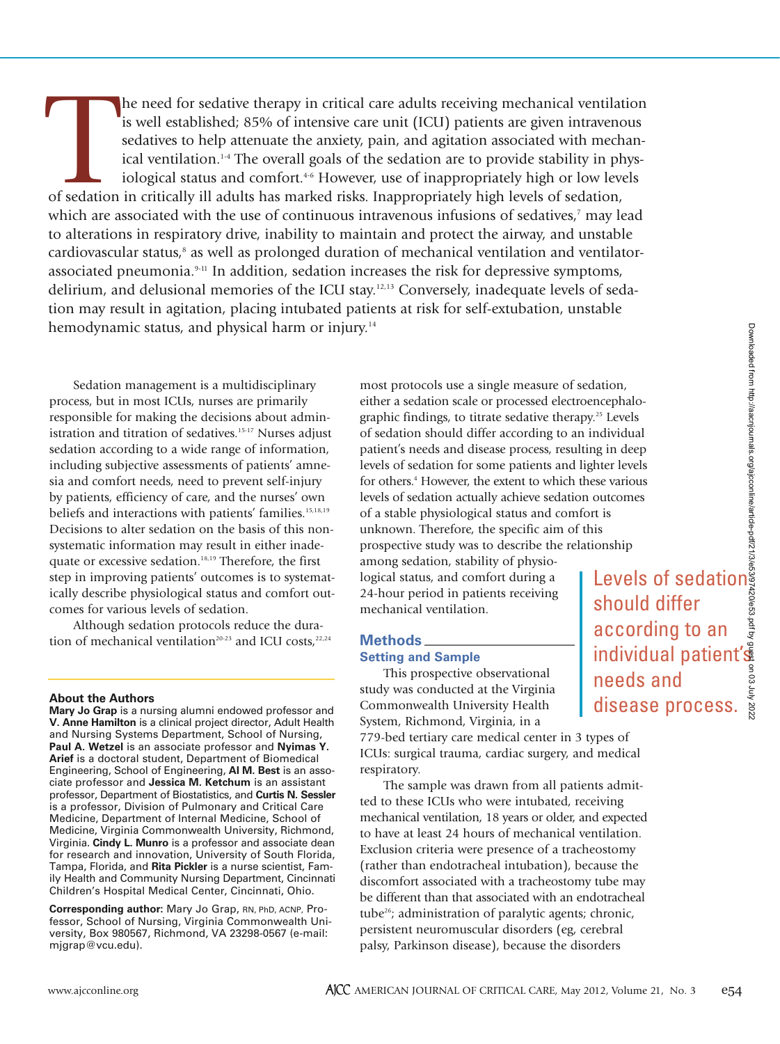The need for sedative therapy in critical care adults receiving mechanical ventilation is well established; 85% of intensive care unit (ICU) patients are given intravenous sedatives to help attenuate the anxiety, pain, and agitation associated with mechanical ventilation.[1-4] The overall goals of the sedation are to provide stability in physiological status and comfort.[4-6] However, use of inappropriately high or low levels of sedation in critically ill adults has marked risks. Inappropriately high levels of sedation, which are associated with the use of continuous intravenous infusions of sedatives,[7] may lead to alterations in respiratory drive, inability to maintain and protect the airway, and unstable cardiovascular status,[8] as well as prolonged duration of mechanical ventilation and ventilator-associated pneumonia.[9-11] In addition, sedation increases the risk for depressive symptoms, delirium, and delusional memories of the ICU stay.[12,13] Conversely, inadequate levels of sedation may result in agitation, placing intubated patients at risk for self-extubation, unstable hemodynamic status, and physical harm or injury.[14]

Sedation management is a multidisciplinary process, but in most ICUs, nurses are primarily responsible for making the decisions about administration and titration of sedatives.[15-17] Nurses adjust sedation according to a wide range of information, including subjective assessments of patients' amnesia and comfort needs, need to prevent self-injury by patients, efficiency of care, and the nurses' own beliefs and interactions with patients' families.[15,18,19] Decisions to alter sedation on the basis of this nonsystematic information may result in either inadequate or excessive sedation.[18,19] Therefore, the first step in improving patients' outcomes is to systematically describe physiological status and comfort outcomes for various levels of sedation.

Although sedation protocols reduce the duration of mechanical ventilation[20-23] and ICU costs,[22,24] most protocols use a single measure of sedation, either a sedation scale or processed electroencephalographic findings, to titrate sedative therapy.[25] Levels of sedation should differ according to an individual patient's needs and disease process, resulting in deep levels of sedation for some patients and lighter levels for others.[4] However, the extent to which these various levels of sedation actually achieve sedation outcomes of a stable physiological status and comfort is unknown. Therefore, the specific aim of this prospective study was to describe the relationship among sedation, stability of physiological status, and comfort during a 24-hour period in patients receiving mechanical ventilation.

> Levels of sedation should differ according to an individual patient's needs and disease process.

## Methods

### Setting and Sample

This prospective observational study was conducted at the Virginia Commonwealth University Health System, Richmond, Virginia, in a 779-bed tertiary care medical center in 3 types of ICUs: surgical trauma, cardiac surgery, and medical respiratory.

The sample was drawn from all patients admitted to these ICUs who were intubated, receiving mechanical ventilation, 18 years or older, and expected to have at least 24 hours of mechanical ventilation. Exclusion criteria were presence of a tracheostomy (rather than endotracheal intubation), because the discomfort associated with a tracheostomy tube may be different than that associated with an endotracheal tube[26]; administration of paralytic agents; chronic, persistent neuromuscular disorders (eg, cerebral palsy, Parkinson disease), because the disorders

---

**About the Authors**

**Mary Jo Grap** is a nursing alumni endowed professor and **V. Anne Hamilton** is a clinical project director, Adult Health and Nursing Systems Department, School of Nursing, **Paul A. Wetzel** is an associate professor and **Nyimas Y. Arief** is a doctoral student, Department of Biomedical Engineering, School of Engineering, **Al M. Best** is an associate professor and **Jessica M. Ketchum** is an assistant professor, Department of Biostatistics, and **Curtis N. Sessler** is a professor, Division of Pulmonary and Critical Care Medicine, Department of Internal Medicine, School of Medicine, Virginia Commonwealth University, Richmond, Virginia. **Cindy L. Munro** is a professor and associate dean for research and innovation, University of South Florida, Tampa, Florida, and **Rita Pickler** is a nurse scientist, Family Health and Community Nursing Department, Cincinnati Children's Hospital Medical Center, Cincinnati, Ohio.

**Corresponding author:** Mary Jo Grap, RN, PhD, ACNP, Professor, School of Nursing, Virginia Commonwealth University, Box 980567, Richmond, VA 23298-0567 (e-mail: mjgrap@vcu.edu).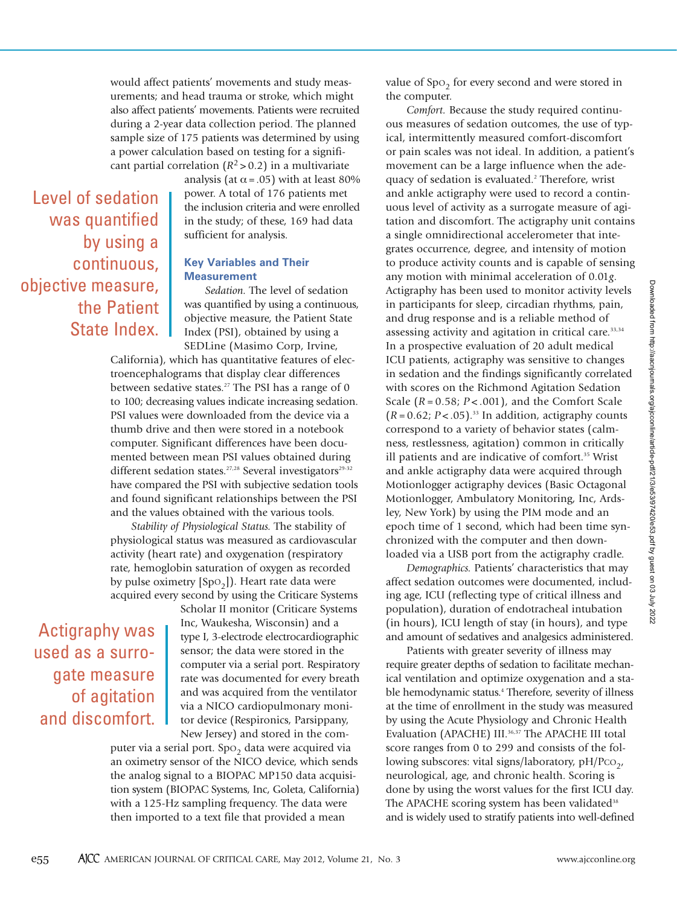would affect patients' movements and study measurements; and head trauma or stroke, which might also affect patients' movements. Patients were recruited during a 2-year data collection period. The planned sample size of 175 patients was determined by using a power calculation based on testing for a significant partial correlation ($R^2 > 0.2$) in a multivariate analysis (at $\alpha = .05$) with at least 80% power. A total of 176 patients met the inclusion criteria and were enrolled in the study; of these, 169 had data sufficient for analysis.

> Level of sedation was quantified by using a continuous, objective measure, the Patient State Index.

### Key Variables and Their Measurement

*Sedation.* The level of sedation was quantified by using a continuous, objective measure, the Patient State Index (PSI), obtained by using a SEDLine (Masimo Corp, Irvine, California), which has quantitative features of electroencephalograms that display clear differences between sedative states.[27] The PSI has a range of 0 to 100; decreasing values indicate increasing sedation. PSI values were downloaded from the device via a thumb drive and then were stored in a notebook computer. Significant differences have been documented between mean PSI values obtained during different sedation states.[27,28] Several investigators[29-32] have compared the PSI with subjective sedation tools and found significant relationships between the PSI and the values obtained with the various tools.

*Stability of Physiological Status.* The stability of physiological status was measured as cardiovascular activity (heart rate) and oxygenation (respiratory rate, hemoglobin saturation of oxygen as recorded by pulse oximetry [$Sp_{O_2}$]). Heart rate data were acquired every second by using the Criticare Systems Scholar II monitor (Criticare Systems Inc, Waukesha, Wisconsin) and a type I, 3-electrode electrocardiographic sensor; the data were stored in the computer via a serial port. Respiratory rate was documented for every breath and was acquired from the ventilator via a NICO cardiopulmonary monitor device (Respironics, Parsippany, New Jersey) and stored in the computer via a serial port. $Sp_{O_2}$ data were acquired via an oximetry sensor of the NICO device, which sends the analog signal to a BIOPAC MP150 data acquisition system (BIOPAC Systems, Inc, Goleta, California) with a 125-Hz sampling frequency. The data were then imported to a text file that provided a mean value of $Sp_{O_2}$ for every second and were stored in the computer.

> Actigraphy was used as a surrogate measure of agitation and discomfort.

*Comfort.* Because the study required continuous measures of sedation outcomes, the use of typical, intermittently measured comfort-discomfort or pain scales was not ideal. In addition, a patient's movement can be a large influence when the adequacy of sedation is evaluated.[2] Therefore, wrist and ankle actigraphy were used to record a continuous level of activity as a surrogate measure of agitation and discomfort. The actigraphy unit contains a single omnidirectional accelerometer that integrates occurrence, degree, and intensity of motion to produce activity counts and is capable of sensing any motion with minimal acceleration of 0.01*g*. Actigraphy has been used to monitor activity levels in participants for sleep, circadian rhythms, pain, and drug response and is a reliable method of assessing activity and agitation in critical care.[33,34] In a prospective evaluation of 20 adult medical ICU patients, actigraphy was sensitive to changes in sedation and the findings significantly correlated with scores on the Richmond Agitation Sedation Scale ($R = 0.58$; $P < .001$), and the Comfort Scale ($R = 0.62$; $P < .05$).[33] In addition, actigraphy counts correspond to a variety of behavior states (calmness, restlessness, agitation) common in critically ill patients and are indicative of comfort.[35] Wrist and ankle actigraphy data were acquired through Motionlogger actigraphy devices (Basic Octagonal Motionlogger, Ambulatory Monitoring, Inc, Ardsley, New York) by using the PIM mode and an epoch time of 1 second, which had been time synchronized with the computer and then downloaded via a USB port from the actigraphy cradle.

*Demographics.* Patients' characteristics that may affect sedation outcomes were documented, including age, ICU (reflecting type of critical illness and population), duration of endotracheal intubation (in hours), ICU length of stay (in hours), and type and amount of sedatives and analgesics administered.

Patients with greater severity of illness may require greater depths of sedation to facilitate mechanical ventilation and optimize oxygenation and a stable hemodynamic status.[4] Therefore, severity of illness at the time of enrollment in the study was measured by using the Acute Physiology and Chronic Health Evaluation (APACHE) III.[36,37] The APACHE III total score ranges from 0 to 299 and consists of the following subscores: vital signs/laboratory, pH/$P_{CO_2}$, neurological, age, and chronic health. Scoring is done by using the worst values for the first ICU day. The APACHE scoring system has been validated[38] and is widely used to stratify patients into well-defined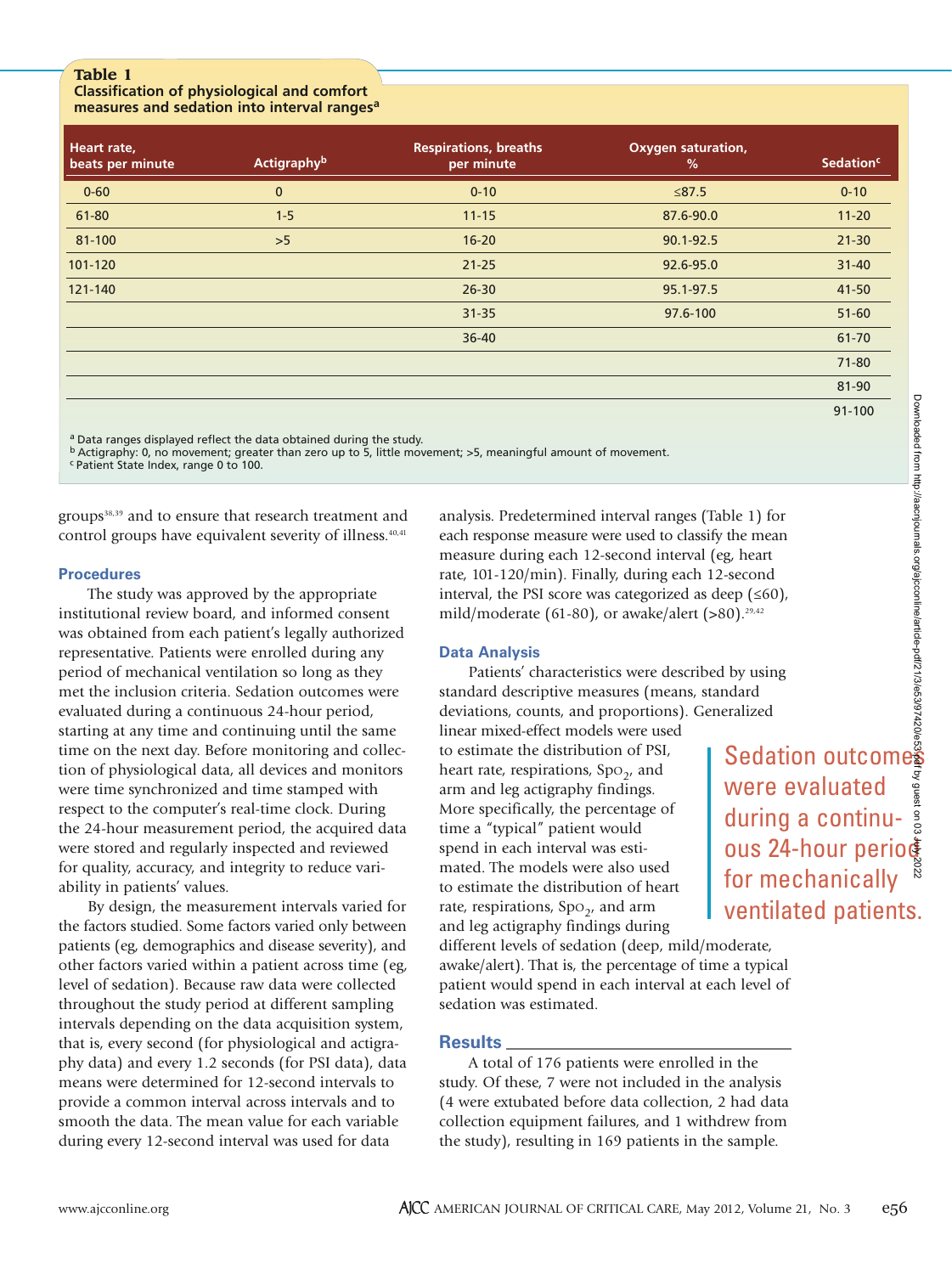**Table 1**
**Classification of physiological and comfort measures and sedation into interval ranges[a]**

| Heart rate, beats per minute | Actigraphy[b] | Respirations, breaths per minute | Oxygen saturation, % | Sedation[c] |
|---|---|---|---|---|
| 0-60 | 0 | 0-10 | ≤87.5 | 0-10 |
| 61-80 | 1-5 | 11-15 | 87.6-90.0 | 11-20 |
| 81-100 | >5 | 16-20 | 90.1-92.5 | 21-30 |
| 101-120 | | 21-25 | 92.6-95.0 | 31-40 |
| 121-140 | | 26-30 | 95.1-97.5 | 41-50 |
| | | 31-35 | 97.6-100 | 51-60 |
| | | 36-40 | | 61-70 |
| | | | | 71-80 |
| | | | | 81-90 |
| | | | | 91-100 |

[a] Data ranges displayed reflect the data obtained during the study.
[b] Actigraphy: 0, no movement; greater than zero up to 5, little movement; >5, meaningful amount of movement.
[c] Patient State Index, range 0 to 100.

groups[38,39] and to ensure that research treatment and control groups have equivalent severity of illness.[40,41]

### Procedures

The study was approved by the appropriate institutional review board, and informed consent was obtained from each patient's legally authorized representative. Patients were enrolled during any period of mechanical ventilation so long as they met the inclusion criteria. Sedation outcomes were evaluated during a continuous 24-hour period, starting at any time and continuing until the same time on the next day. Before monitoring and collection of physiological data, all devices and monitors were time synchronized and time stamped with respect to the computer's real-time clock. During the 24-hour measurement period, the acquired data were stored and regularly inspected and reviewed for quality, accuracy, and integrity to reduce variability in patients' values.

By design, the measurement intervals varied for the factors studied. Some factors varied only between patients (eg, demographics and disease severity), and other factors varied within a patient across time (eg, level of sedation). Because raw data were collected throughout the study period at different sampling intervals depending on the data acquisition system, that is, every second (for physiological and actigraphy data) and every 1.2 seconds (for PSI data), data means were determined for 12-second intervals to provide a common interval across intervals and to smooth the data. The mean value for each variable during every 12-second interval was used for data analysis. Predetermined interval ranges (Table 1) for each response measure were used to classify the mean measure during each 12-second interval (eg, heart rate, 101-120/min). Finally, during each 12-second interval, the PSI score was categorized as deep (≤60), mild/moderate (61-80), or awake/alert (>80).[29,42]

### Data Analysis

Patients' characteristics were described by using standard descriptive measures (means, standard deviations, counts, and proportions). Generalized linear mixed-effect models were used to estimate the distribution of PSI, heart rate, respirations, $SpO_2$, and arm and leg actigraphy findings. More specifically, the percentage of time a "typical" patient would spend in each interval was estimated. The models were also used to estimate the distribution of heart rate, respirations, $SpO_2$, and arm and leg actigraphy findings during different levels of sedation (deep, mild/moderate, awake/alert). That is, the percentage of time a typical patient would spend in each interval at each level of sedation was estimated.

> Sedation outcomes were evaluated during a continuous 24-hour period for mechanically ventilated patients.

## Results

A total of 176 patients were enrolled in the study. Of these, 7 were not included in the analysis (4 were extubated before data collection, 2 had data collection equipment failures, and 1 withdrew from the study), resulting in 169 patients in the sample.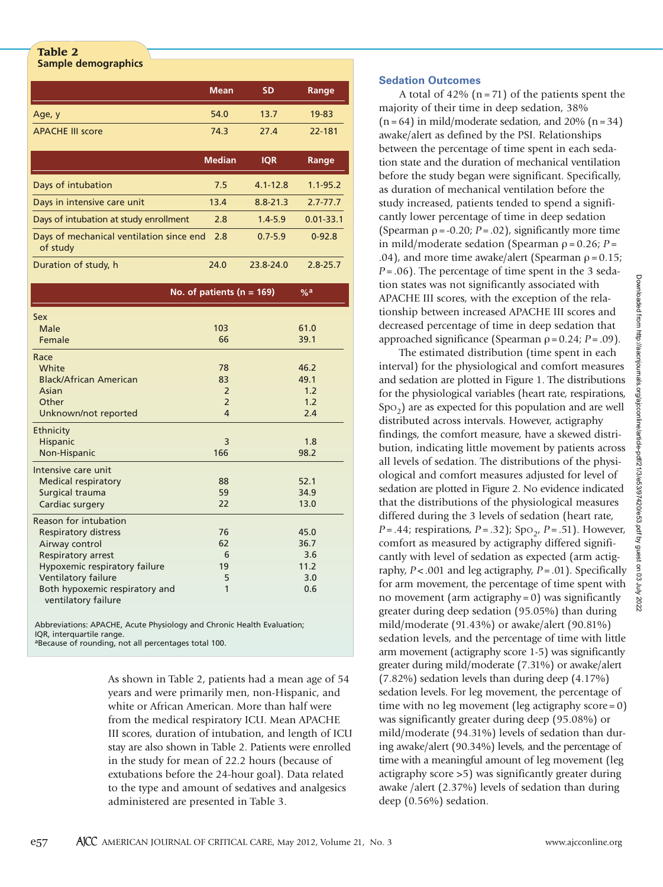**Table 2**
**Sample demographics**

| | Mean | SD | Range |
|---|---|---|---|
| Age, y | 54.0 | 13.7 | 19-83 |
| APACHE III score | 74.3 | 27.4 | 22-181 |
| | **Median** | **IQR** | **Range** |
| Days of intubation | 7.5 | 4.1-12.8 | 1.1-95.2 |
| Days in intensive care unit | 13.4 | 8.8-21.3 | 2.7-77.7 |
| Days of intubation at study enrollment | 2.8 | 1.4-5.9 | 0.01-33.1 |
| Days of mechanical ventilation since end of study | 2.8 | 0.7-5.9 | 0-92.8 |
| Duration of study, h | 24.0 | 23.8-24.0 | 2.8-25.7 |

| | No. of patients (n = 169) | %[a] |
|---|---|---|
| Sex | | |
| Male | 103 | 61.0 |
| Female | 66 | 39.1 |
| Race | | |
| White | 78 | 46.2 |
| Black/African American | 83 | 49.1 |
| Asian | 2 | 1.2 |
| Other | 2 | 1.2 |
| Unknown/not reported | 4 | 2.4 |
| Ethnicity | | |
| Hispanic | 3 | 1.8 |
| Non-Hispanic | 166 | 98.2 |
| Intensive care unit | | |
| Medical respiratory | 88 | 52.1 |
| Surgical trauma | 59 | 34.9 |
| Cardiac surgery | 22 | 13.0 |
| Reason for intubation | | |
| Respiratory distress | 76 | 45.0 |
| Airway control | 62 | 36.7 |
| Respiratory arrest | 6 | 3.6 |
| Hypoxemic respiratory failure | 19 | 11.2 |
| Ventilatory failure | 5 | 3.0 |
| Both hypoxemic respiratory and ventilatory failure | 1 | 0.6 |

Abbreviations: APACHE, Acute Physiology and Chronic Health Evaluation; IQR, interquartile range.
[a]Because of rounding, not all percentages total 100.

As shown in Table 2, patients had a mean age of 54 years and were primarily men, non-Hispanic, and white or African American. More than half were from the medical respiratory ICU. Mean APACHE III scores, duration of intubation, and length of ICU stay are also shown in Table 2. Patients were enrolled in the study for mean of 22.2 hours (because of extubations before the 24-hour goal). Data related to the type and amount of sedatives and analgesics administered are presented in Table 3.

### Sedation Outcomes

A total of 42% (n = 71) of the patients spent the majority of their time in deep sedation, 38% (n = 64) in mild/moderate sedation, and 20% (n = 34) awake/alert as defined by the PSI. Relationships between the percentage of time spent in each sedation state and the duration of mechanical ventilation before the study began were significant. Specifically, as duration of mechanical ventilation before the study increased, patients tended to spend a significantly lower percentage of time in deep sedation (Spearman $\rho = -0.20$; $P = .02$), significantly more time in mild/moderate sedation (Spearman $\rho = 0.26$; $P = .04$), and more time awake/alert (Spearman $\rho = 0.15$; $P = .06$). The percentage of time spent in the 3 sedation states was not significantly associated with APACHE III scores, with the exception of the relationship between increased APACHE III scores and decreased percentage of time in deep sedation that approached significance (Spearman $\rho = 0.24$; $P = .09$).

The estimated distribution (time spent in each interval) for the physiological and comfort measures and sedation are plotted in Figure 1. The distributions for the physiological variables (heart rate, respirations, $SpO_2$) are as expected for this population and are well distributed across intervals. However, actigraphy findings, the comfort measure, have a skewed distribution, indicating little movement by patients across all levels of sedation. The distributions of the physiological and comfort measures adjusted for level of sedation are plotted in Figure 2. No evidence indicated that the distributions of the physiological measures differed during the 3 levels of sedation (heart rate, $P = .44$; respirations, $P = .32$); $SpO_2$, $P = .51$). However, comfort as measured by actigraphy differed significantly with level of sedation as expected (arm actigraphy, $P < .001$ and leg actigraphy, $P = .01$). Specifically for arm movement, the percentage of time spent with no movement (arm actigraphy = 0) was significantly greater during deep sedation (95.05%) than during mild/moderate (91.43%) or awake/alert (90.81%) sedation levels, and the percentage of time with little arm movement (actigraphy score 1-5) was significantly greater during mild/moderate (7.31%) or awake/alert (7.82%) sedation levels than during deep (4.17%) sedation levels. For leg movement, the percentage of time with no leg movement (leg actigraphy score = 0) was significantly greater during deep (95.08%) or mild/moderate (94.31%) levels of sedation than during awake/alert (90.34%) levels, and the percentage of time with a meaningful amount of leg movement (leg actigraphy score >5) was significantly greater during awake /alert (2.37%) levels of sedation than during deep (0.56%) sedation.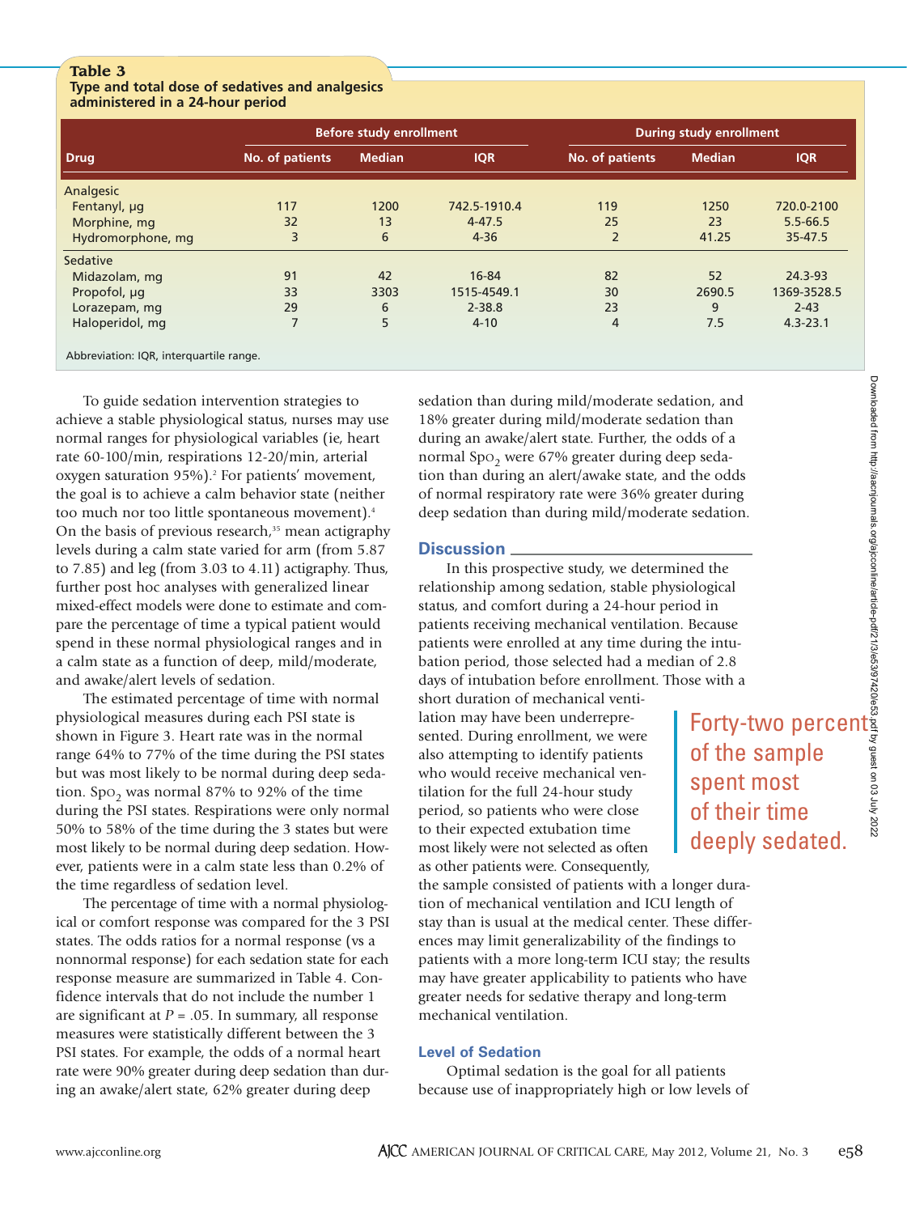**Table 3**
**Type and total dose of sedatives and analgesics administered in a 24-hour period**

| | Before study enrollment | | | During study enrollment | | |
|---|---|---|---|---|---|---|
| Drug | No. of patients | Median | IQR | No. of patients | Median | IQR |
| Analgesic | | | | | | |
| Fentanyl, μg | 117 | 1200 | 742.5-1910.4 | 119 | 1250 | 720.0-2100 |
| Morphine, mg | 32 | 13 | 4-47.5 | 25 | 23 | 5.5-66.5 |
| Hydromorphone, mg | 3 | 6 | 4-36 | 2 | 41.25 | 35-47.5 |
| Sedative | | | | | | |
| Midazolam, mg | 91 | 42 | 16-84 | 82 | 52 | 24.3-93 |
| Propofol, μg | 33 | 3303 | 1515-4549.1 | 30 | 2690.5 | 1369-3528.5 |
| Lorazepam, mg | 29 | 6 | 2-38.8 | 23 | 9 | 2-43 |
| Haloperidol, mg | 7 | 5 | 4-10 | 4 | 7.5 | 4.3-23.1 |

Abbreviation: IQR, interquartile range.

To guide sedation intervention strategies to achieve a stable physiological status, nurses may use normal ranges for physiological variables (ie, heart rate 60-100/min, respirations 12-20/min, arterial oxygen saturation 95%).[2] For patients' movement, the goal is to achieve a calm behavior state (neither too much nor too little spontaneous movement).[4] On the basis of previous research,[35] mean actigraphy levels during a calm state varied for arm (from 5.87 to 7.85) and leg (from 3.03 to 4.11) actigraphy. Thus, further post hoc analyses with generalized linear mixed-effect models were done to estimate and compare the percentage of time a typical patient would spend in these normal physiological ranges and in a calm state as a function of deep, mild/moderate, and awake/alert levels of sedation.

The estimated percentage of time with normal physiological measures during each PSI state is shown in Figure 3. Heart rate was in the normal range 64% to 77% of the time during the PSI states but was most likely to be normal during deep sedation. $Spo_2$ was normal 87% to 92% of the time during the PSI states. Respirations were only normal 50% to 58% of the time during the 3 states but were most likely to be normal during deep sedation. However, patients were in a calm state less than 0.2% of the time regardless of sedation level.

The percentage of time with a normal physiological or comfort response was compared for the 3 PSI states. The odds ratios for a normal response (vs a nonnormal response) for each sedation state for each response measure are summarized in Table 4. Confidence intervals that do not include the number 1 are significant at $P = .05$. In summary, all response measures were statistically different between the 3 PSI states. For example, the odds of a normal heart rate were 90% greater during deep sedation than during an awake/alert state, 62% greater during deep sedation than during mild/moderate sedation, and 18% greater during mild/moderate sedation than during an awake/alert state. Further, the odds of a normal $Spo_2$ were 67% greater during deep sedation than during an alert/awake state, and the odds of normal respiratory rate were 36% greater during deep sedation than during mild/moderate sedation.

## Discussion

In this prospective study, we determined the relationship among sedation, stable physiological status, and comfort during a 24-hour period in patients receiving mechanical ventilation. Because patients were enrolled at any time during the intubation period, those selected had a median of 2.8 days of intubation before enrollment. Those with a short duration of mechanical ventilation may have been underrepresented. During enrollment, we were also attempting to identify patients who would receive mechanical ventilation for the full 24-hour study period, so patients who were close to their expected extubation time most likely were not selected as often as other patients were. Consequently, the sample consisted of patients with a longer duration of mechanical ventilation and ICU length of stay than is usual at the medical center. These differences may limit generalizability of the findings to patients with a more long-term ICU stay; the results may have greater applicability to patients who have greater needs for sedative therapy and long-term mechanical ventilation.

> Forty-two percent of the sample spent most of their time deeply sedated.

### Level of Sedation

Optimal sedation is the goal for all patients because use of inappropriately high or low levels of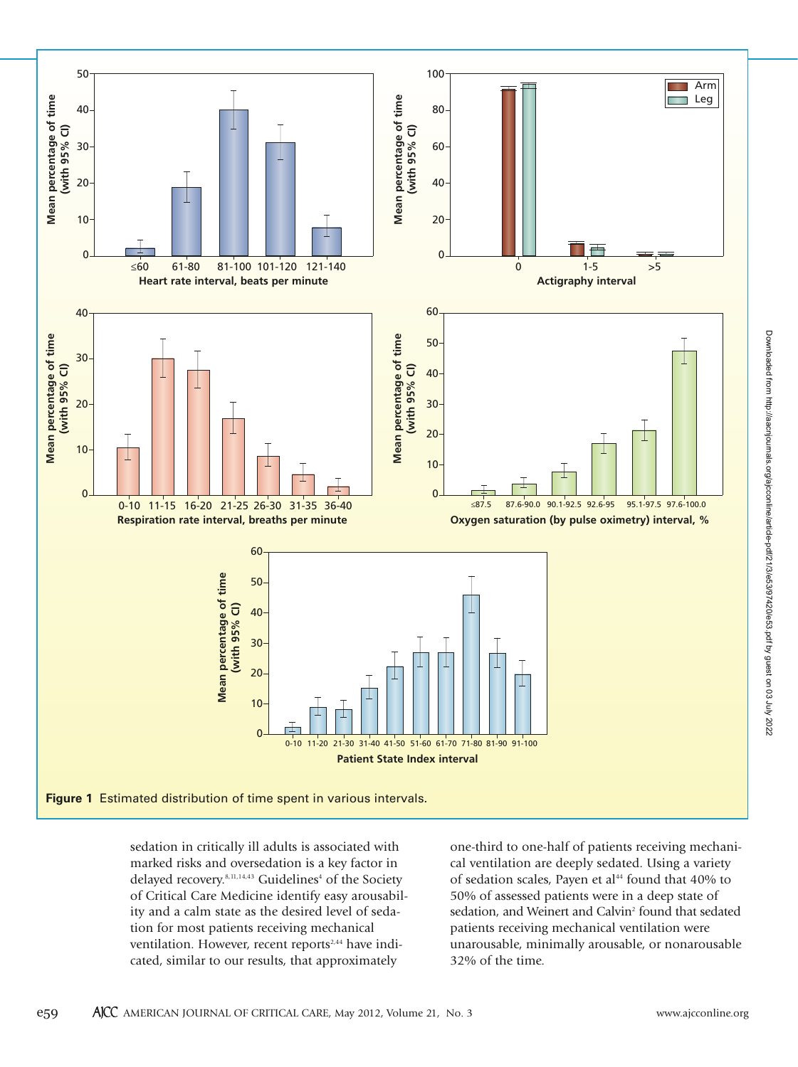**Figure 1** Estimated distribution of time spent in various intervals.

sedation in critically ill adults is associated with marked risks and oversedation is a key factor in delayed recovery.[8,11,14,43] Guidelines[4] of the Society of Critical Care Medicine identify easy arousability and a calm state as the desired level of sedation for most patients receiving mechanical ventilation. However, recent reports[2,44] have indicated, similar to our results, that approximately one-third to one-half of patients receiving mechanical ventilation are deeply sedated. Using a variety of sedation scales, Payen et al[44] found that 40% to 50% of assessed patients were in a deep state of sedation, and Weinert and Calvin[2] found that sedated patients receiving mechanical ventilation were unarousable, minimally arousable, or nonarousable 32% of the time.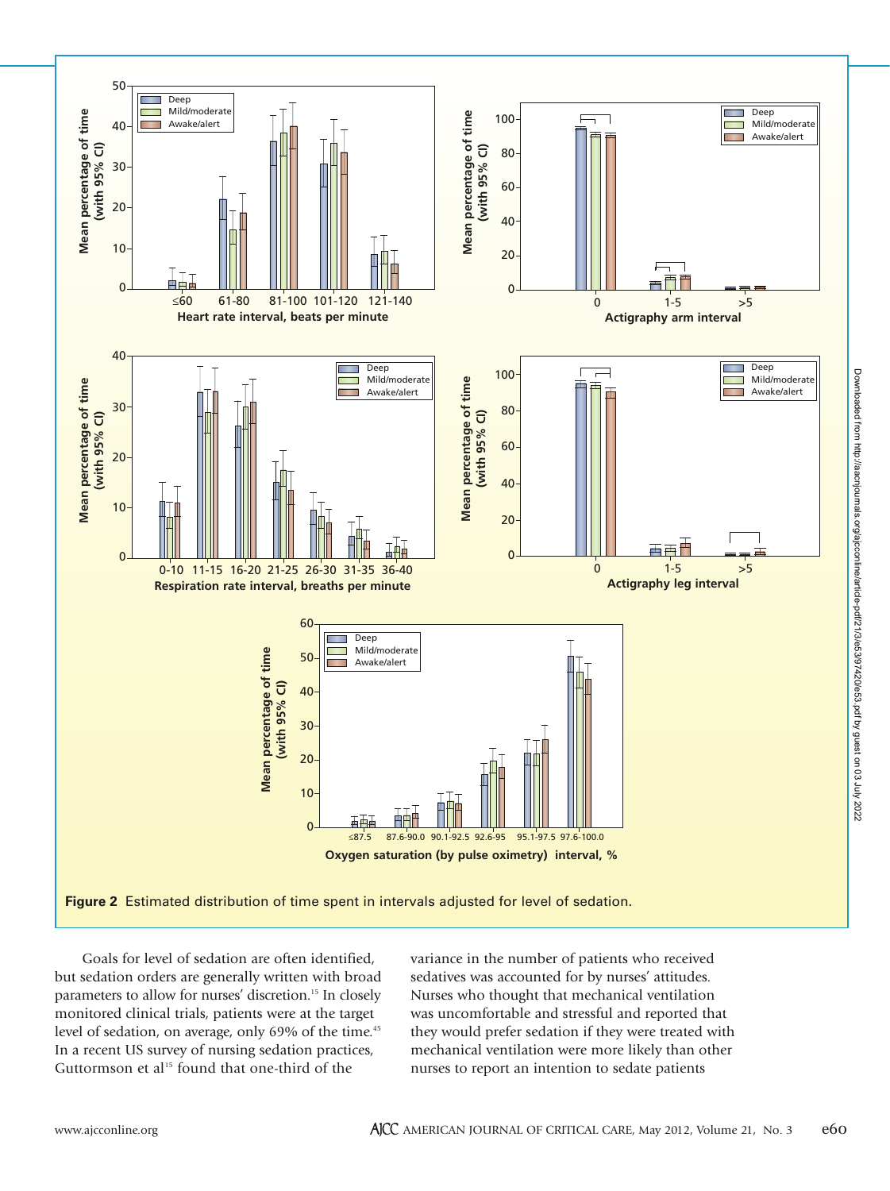**Figure 2** Estimated distribution of time spent in intervals adjusted for level of sedation.

Goals for level of sedation are often identified, but sedation orders are generally written with broad parameters to allow for nurses' discretion.[15] In closely monitored clinical trials, patients were at the target level of sedation, on average, only 69% of the time.[45] In a recent US survey of nursing sedation practices, Guttormson et al[15] found that one-third of the variance in the number of patients who received sedatives was accounted for by nurses' attitudes. Nurses who thought that mechanical ventilation was uncomfortable and stressful and reported that they would prefer sedation if they were treated with mechanical ventilation were more likely than other nurses to report an intention to sedate patients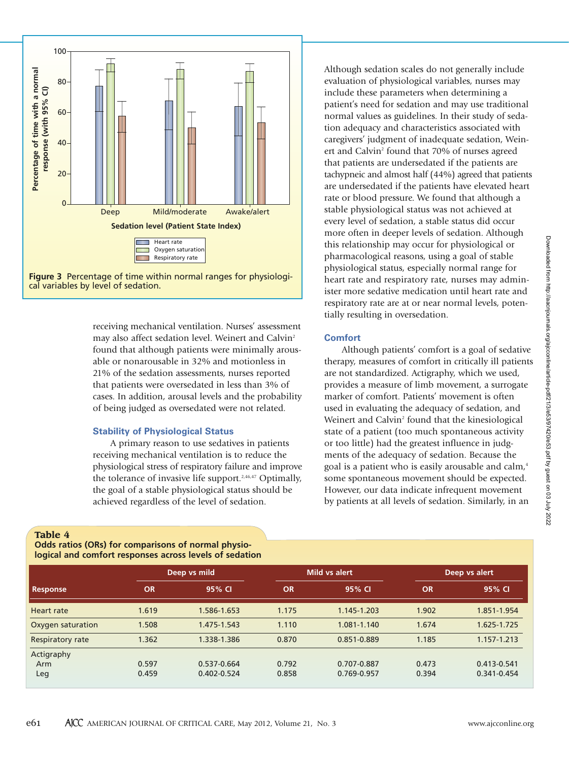Figure 3 Percentage of time within normal ranges for physiological variables by level of sedation.

receiving mechanical ventilation. Nurses' assessment may also affect sedation level. Weinert and Calvin[2] found that although patients were minimally arousable or nonarousable in 32% and motionless in 21% of the sedation assessments, nurses reported that patients were oversedated in less than 3% of cases. In addition, arousal levels and the probability of being judged as oversedated were not related.

### Stability of Physiological Status

A primary reason to use sedatives in patients receiving mechanical ventilation is to reduce the physiological stress of respiratory failure and improve the tolerance of invasive life support.[2,46,47] Optimally, the goal of a stable physiological status should be achieved regardless of the level of sedation.

Although sedation scales do not generally include evaluation of physiological variables, nurses may include these parameters when determining a patient's need for sedation and may use traditional normal values as guidelines. In their study of sedation adequacy and characteristics associated with caregivers' judgment of inadequate sedation, Weinert and Calvin[2] found that 70% of nurses agreed that patients are undersedated if the patients are tachypneic and almost half (44%) agreed that patients are undersedated if the patients have elevated heart rate or blood pressure. We found that although a stable physiological status was not achieved at every level of sedation, a stable status did occur more often in deeper levels of sedation. Although this relationship may occur for physiological or pharmacological reasons, using a goal of stable physiological status, especially normal range for heart rate and respiratory rate, nurses may administer more sedative medication until heart rate and respiratory rate are at or near normal levels, potentially resulting in oversedation.

### Comfort

Although patients' comfort is a goal of sedative therapy, measures of comfort in critically ill patients are not standardized. Actigraphy, which we used, provides a measure of limb movement, a surrogate marker of comfort. Patients' movement is often used in evaluating the adequacy of sedation, and Weinert and Calvin[2] found that the kinesiological state of a patient (too much spontaneous activity or too little) had the greatest influence in judgments of the adequacy of sedation. Because the goal is a patient who is easily arousable and calm,[4] some spontaneous movement should be expected. However, our data indicate infrequent movement by patients at all levels of sedation. Similarly, in an

**Table 4**
**Odds ratios (ORs) for comparisons of normal physiological and comfort responses across levels of sedation**

| Response | Deep vs mild | | Mild vs alert | | Deep vs alert | |
|---|---|---|---|---|---|---|
| | OR | 95% CI | OR | 95% CI | OR | 95% CI |
| Heart rate | 1.619 | 1.586-1.653 | 1.175 | 1.145-1.203 | 1.902 | 1.851-1.954 |
| Oxygen saturation | 1.508 | 1.475-1.543 | 1.110 | 1.081-1.140 | 1.674 | 1.625-1.725 |
| Respiratory rate | 1.362 | 1.338-1.386 | 0.870 | 0.851-0.889 | 1.185 | 1.157-1.213 |
| Actigraphy | | | | | | |
| Arm | 0.597 | 0.537-0.664 | 0.792 | 0.707-0.887 | 0.473 | 0.413-0.541 |
| Leg | 0.459 | 0.402-0.524 | 0.858 | 0.769-0.957 | 0.394 | 0.341-0.454 |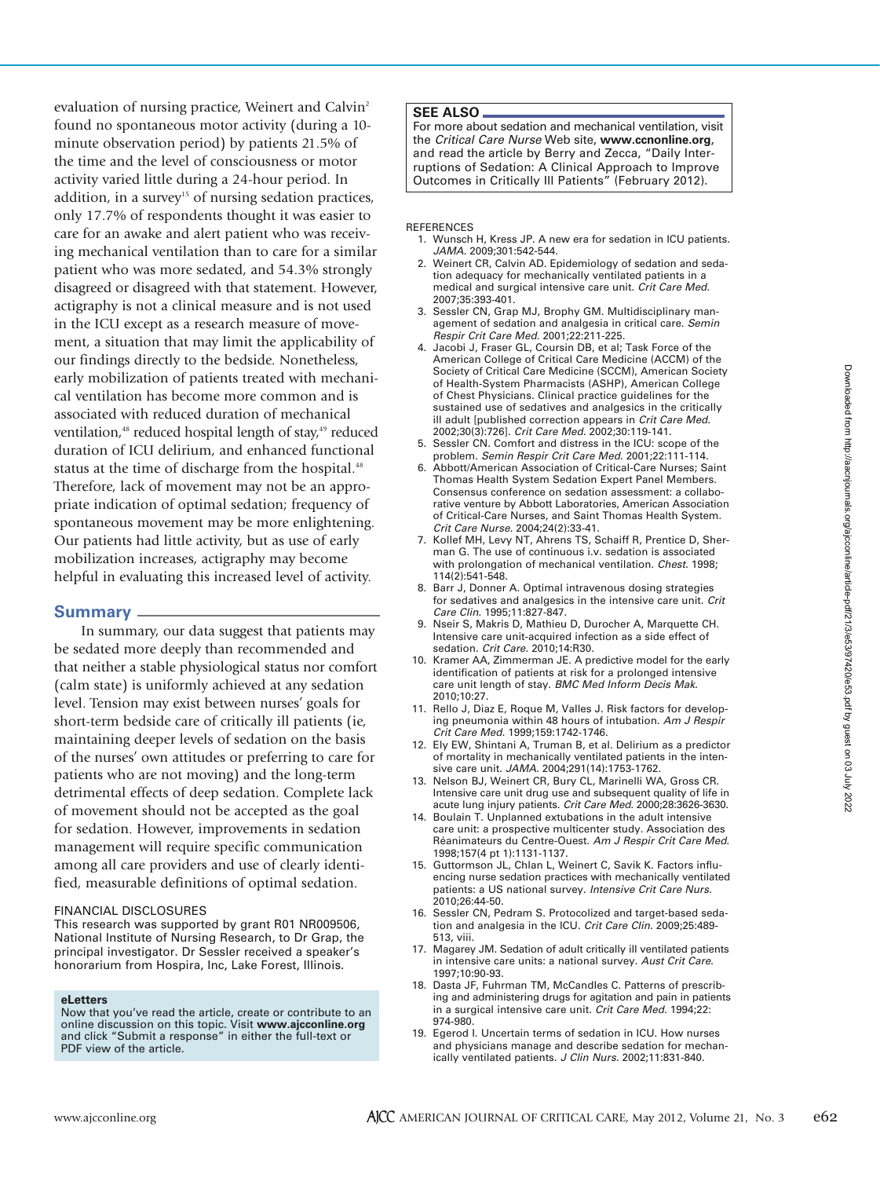evaluation of nursing practice, Weinert and Calvin[2] found no spontaneous motor activity (during a 10-minute observation period) by patients 21.5% of the time and the level of consciousness or motor activity varied little during a 24-hour period. In addition, in a survey[15] of nursing sedation practices, only 17.7% of respondents thought it was easier to care for an awake and alert patient who was receiving mechanical ventilation than to care for a similar patient who was more sedated, and 54.3% strongly disagreed or disagreed with that statement. However, actigraphy is not a clinical measure and is not used in the ICU except as a research measure of movement, a situation that may limit the applicability of our findings directly to the bedside. Nonetheless, early mobilization of patients treated with mechanical ventilation has become more common and is associated with reduced duration of mechanical ventilation,[48] reduced hospital length of stay,[49] reduced duration of ICU delirium, and enhanced functional status at the time of discharge from the hospital.[48] Therefore, lack of movement may not be an appropriate indication of optimal sedation; frequency of spontaneous movement may be more enlightening. Our patients had little activity, but as use of early mobilization increases, actigraphy may become helpful in evaluating this increased level of activity.

## Summary

In summary, our data suggest that patients may be sedated more deeply than recommended and that neither a stable physiological status nor comfort (calm state) is uniformly achieved at any sedation level. Tension may exist between nurses' goals for short-term bedside care of critically ill patients (ie, maintaining deeper levels of sedation on the basis of the nurses' own attitudes or preferring to care for patients who are not moving) and the long-term detrimental effects of deep sedation. Complete lack of movement should not be accepted as the goal for sedation. However, improvements in sedation management will require specific communication among all care providers and use of clearly identified, measurable definitions of optimal sedation.

FINANCIAL DISCLOSURES

This research was supported by grant R01 NR009506, National Institute of Nursing Research, to Dr Grap, the principal investigator. Dr Sessler received a speaker's honorarium from Hospira, Inc, Lake Forest, Illinois.

**eLetters**

Now that you've read the article, create or contribute to an online discussion on this topic. Visit **www.ajcconline.org** and click "Submit a response" in either the full-text or PDF view of the article.

**SEE ALSO**

For more about sedation and mechanical ventilation, visit the *Critical Care Nurse* Web site, **www.ccnonline.org**, and read the article by Berry and Zecca, "Daily Interruptions of Sedation: A Clinical Approach to Improve Outcomes in Critically Ill Patients" (February 2012).

REFERENCES

1. Wunsch H, Kress JP. A new era for sedation in ICU patients. *JAMA.* 2009;301:542-544.
2. Weinert CR, Calvin AD. Epidemiology of sedation and sedation adequacy for mechanically ventilated patients in a medical and surgical intensive care unit. *Crit Care Med.* 2007;35:393-401.
3. Sessler CN, Grap MJ, Brophy GM. Multidisciplinary management of sedation and analgesia in critical care. *Semin Respir Crit Care Med.* 2001;22:211-225.
4. Jacobi J, Fraser GL, Coursin DB, et al; Task Force of the American College of Critical Care Medicine (ACCM) of the Society of Critical Care Medicine (SCCM), American Society of Health-System Pharmacists (ASHP), American College of Chest Physicians. Clinical practice guidelines for the sustained use of sedatives and analgesics in the critically ill adult [published correction appears in *Crit Care Med.* 2002;30(3):726]. *Crit Care Med.* 2002;30:119-141.
5. Sessler CN. Comfort and distress in the ICU: scope of the problem. *Semin Respir Crit Care Med.* 2001;22:111-114.
6. Abbott/American Association of Critical-Care Nurses; Saint Thomas Health System Sedation Expert Panel Members. Consensus conference on sedation assessment: a collaborative venture by Abbott Laboratories, American Association of Critical-Care Nurses, and Saint Thomas Health System. *Crit Care Nurse.* 2004;24(2):33-41.
7. Kollef MH, Levy NT, Ahrens TS, Schaiff R, Prentice D, Sherman G. The use of continuous i.v. sedation is associated with prolongation of mechanical ventilation. *Chest.* 1998; 114(2):541-548.
8. Barr J, Donner A. Optimal intravenous dosing strategies for sedatives and analgesics in the intensive care unit. *Crit Care Clin.* 1995;11:827-847.
9. Nseir S, Makris D, Mathieu D, Durocher A, Marquette CH. Intensive care unit-acquired infection as a side effect of sedation. *Crit Care.* 2010;14:R30.
10. Kramer AA, Zimmerman JE. A predictive model for the early identification of patients at risk for a prolonged intensive care unit length of stay. *BMC Med Inform Decis Mak.* 2010;10:27.
11. Rello J, Diaz E, Roque M, Valles J. Risk factors for developing pneumonia within 48 hours of intubation. *Am J Respir Crit Care Med.* 1999;159:1742-1746.
12. Ely EW, Shintani A, Truman B, et al. Delirium as a predictor of mortality in mechanically ventilated patients in the intensive care unit. *JAMA.* 2004;291(14):1753-1762.
13. Nelson BJ, Weinert CR, Bury CL, Marinelli WA, Gross CR. Intensive care unit drug use and subsequent quality of life in acute lung injury patients. *Crit Care Med.* 2000;28:3626-3630.
14. Boulain T. Unplanned extubations in the adult intensive care unit: a prospective multicenter study. Association des Réanimateurs du Centre-Ouest. *Am J Respir Crit Care Med.* 1998;157(4 pt 1):1131-1137.
15. Guttormson JL, Chlan L, Weinert C, Savik K. Factors influencing nurse sedation practices with mechanically ventilated patients: a US national survey. *Intensive Crit Care Nurs.* 2010;26:44-50.
16. Sessler CN, Pedram S. Protocolized and target-based sedation and analgesia in the ICU. *Crit Care Clin.* 2009;25:489-513, viii.
17. Magarey JM. Sedation of adult critically ill ventilated patients in intensive care units: a national survey. *Aust Crit Care.* 1997;10:90-93.
18. Dasta JF, Fuhrman TM, McCandles C. Patterns of prescribing and administering drugs for agitation and pain in patients in a surgical intensive care unit. *Crit Care Med.* 1994;22: 974-980.
19. Egerod I. Uncertain terms of sedation in ICU. How nurses and physicians manage and describe sedation for mechanically ventilated patients. *J Clin Nurs.* 2002;11:831-840.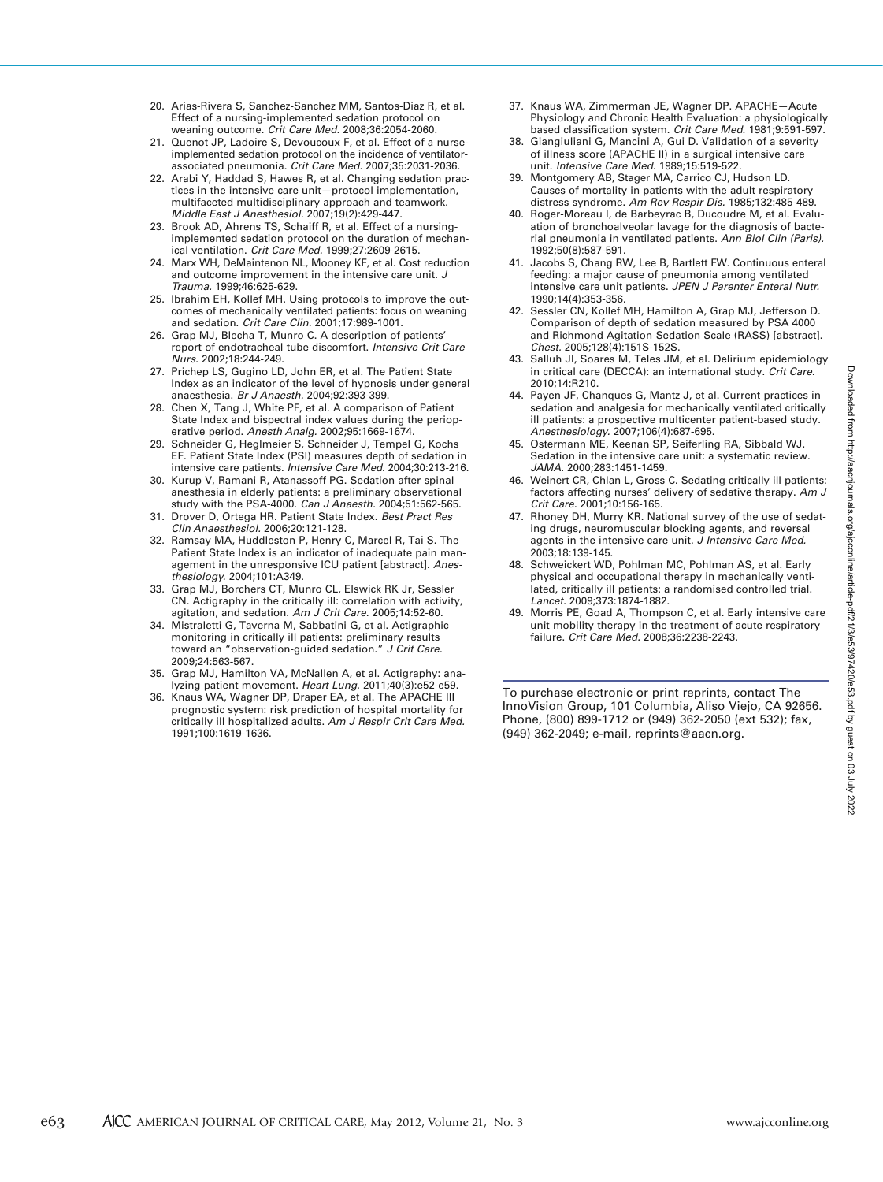20. Arias-Rivera S, Sanchez-Sanchez MM, Santos-Diaz R, et al. Effect of a nursing-implemented sedation protocol on weaning outcome. *Crit Care Med.* 2008;36:2054-2060.
21. Quenot JP, Ladoire S, Devoucoux F, et al. Effect of a nurse-implemented sedation protocol on the incidence of ventilator-associated pneumonia. *Crit Care Med.* 2007;35:2031-2036.
22. Arabi Y, Haddad S, Hawes R, et al. Changing sedation practices in the intensive care unit—protocol implementation, multifaceted multidisciplinary approach and teamwork. *Middle East J Anesthesiol.* 2007;19(2):429-447.
23. Brook AD, Ahrens TS, Schaiff R, et al. Effect of a nursing-implemented sedation protocol on the duration of mechanical ventilation. *Crit Care Med.* 1999;27:2609-2615.
24. Marx WH, DeMaintenon NL, Mooney KF, et al. Cost reduction and outcome improvement in the intensive care unit. *J Trauma.* 1999;46:625-629.
25. Ibrahim EH, Kollef MH. Using protocols to improve the outcomes of mechanically ventilated patients: focus on weaning and sedation. *Crit Care Clin.* 2001;17:989-1001.
26. Grap MJ, Blecha T, Munro C. A description of patients' report of endotracheal tube discomfort. *Intensive Crit Care Nurs.* 2002;18:244-249.
27. Prichep LS, Gugino LD, John ER, et al. The Patient State Index as an indicator of the level of hypnosis under general anaesthesia. *Br J Anaesth.* 2004;92:393-399.
28. Chen X, Tang J, White PF, et al. A comparison of Patient State Index and bispectral index values during the perioperative period. *Anesth Analg.* 2002;95:1669-1674.
29. Schneider G, Heglmeier S, Schneider J, Tempel G, Kochs EF. Patient State Index (PSI) measures depth of sedation in intensive care patients. *Intensive Care Med.* 2004;30:213-216.
30. Kurup V, Ramani R, Atanassoff PG. Sedation after spinal anesthesia in elderly patients: a preliminary observational study with the PSA-4000. *Can J Anaesth.* 2004;51:562-565.
31. Drover D, Ortega HR. Patient State Index. *Best Pract Res Clin Anaesthesiol.* 2006;20:121-128.
32. Ramsay MA, Huddleston P, Henry C, Marcel R, Tai S. The Patient State Index is an indicator of inadequate pain management in the unresponsive ICU patient [abstract]. *Anesthesiology.* 2004;101:A349.
33. Grap MJ, Borchers CT, Munro CL, Elswick RK Jr, Sessler CN. Actigraphy in the critically ill: correlation with activity, agitation, and sedation. *Am J Crit Care.* 2005;14:52-60.
34. Mistraletti G, Taverna M, Sabbatini G, et al. Actigraphic monitoring in critically ill patients: preliminary results toward an "observation-guided sedation." *J Crit Care.* 2009;24:563-567.
35. Grap MJ, Hamilton VA, McNallen A, et al. Actigraphy: analyzing patient movement. *Heart Lung.* 2011;40(3):e52-e59.
36. Knaus WA, Wagner DP, Draper EA, et al. The APACHE III prognostic system: risk prediction of hospital mortality for critically ill hospitalized adults. *Am J Respir Crit Care Med.* 1991;100:1619-1636.
37. Knaus WA, Zimmerman JE, Wagner DP. APACHE—Acute Physiology and Chronic Health Evaluation: a physiologically based classification system. *Crit Care Med.* 1981;9:591-597.
38. Giangiuliani G, Mancini A, Gui D. Validation of a severity of illness score (APACHE II) in a surgical intensive care unit. *Intensive Care Med.* 1989;15:519-522.
39. Montgomery AB, Stager MA, Carrico CJ, Hudson LD. Causes of mortality in patients with the adult respiratory distress syndrome. *Am Rev Respir Dis.* 1985;132:485-489.
40. Roger-Moreau I, de Barbeyrac B, Ducoudre M, et al. Evaluation of bronchoalveolar lavage for the diagnosis of bacterial pneumonia in ventilated patients. *Ann Biol Clin (Paris).* 1992;50(8):587-591.
41. Jacobs S, Chang RW, Lee B, Bartlett FW. Continuous enteral feeding: a major cause of pneumonia among ventilated intensive care unit patients. *JPEN J Parenter Enteral Nutr.* 1990;14(4):353-356.
42. Sessler CN, Kollef MH, Hamilton A, Grap MJ, Jefferson D. Comparison of depth of sedation measured by PSA 4000 and Richmond Agitation-Sedation Scale (RASS) [abstract]. *Chest.* 2005;128(4):151S-152S.
43. Salluh JI, Soares M, Teles JM, et al. Delirium epidemiology in critical care (DECCA): an international study. *Crit Care.* 2010;14:R210.
44. Payen JF, Chanques G, Mantz J, et al. Current practices in sedation and analgesia for mechanically ventilated critically ill patients: a prospective multicenter patient-based study. *Anesthesiology.* 2007;106(4):687-695.
45. Ostermann ME, Keenan SP, Seiferling RA, Sibbald WJ. Sedation in the intensive care unit: a systematic review. *JAMA.* 2000;283:1451-1459.
46. Weinert CR, Chlan L, Gross C. Sedating critically ill patients: factors affecting nurses' delivery of sedative therapy. *Am J Crit Care.* 2001;10:156-165.
47. Rhoney DH, Murry KR. National survey of the use of sedating drugs, neuromuscular blocking agents, and reversal agents in the intensive care unit. *J Intensive Care Med.* 2003;18:139-145.
48. Schweickert WD, Pohlman MC, Pohlman AS, et al. Early physical and occupational therapy in mechanically ventilated, critically ill patients: a randomised controlled trial. *Lancet.* 2009;373:1874-1882.
49. Morris PE, Goad A, Thompson C, et al. Early intensive care unit mobility therapy in the treatment of acute respiratory failure. *Crit Care Med.* 2008;36:2238-2243.

To purchase electronic or print reprints, contact The InnoVision Group, 101 Columbia, Aliso Viejo, CA 92656. Phone, (800) 899-1712 or (949) 362-2050 (ext 532); fax, (949) 362-2049; e-mail, reprints@aacn.org.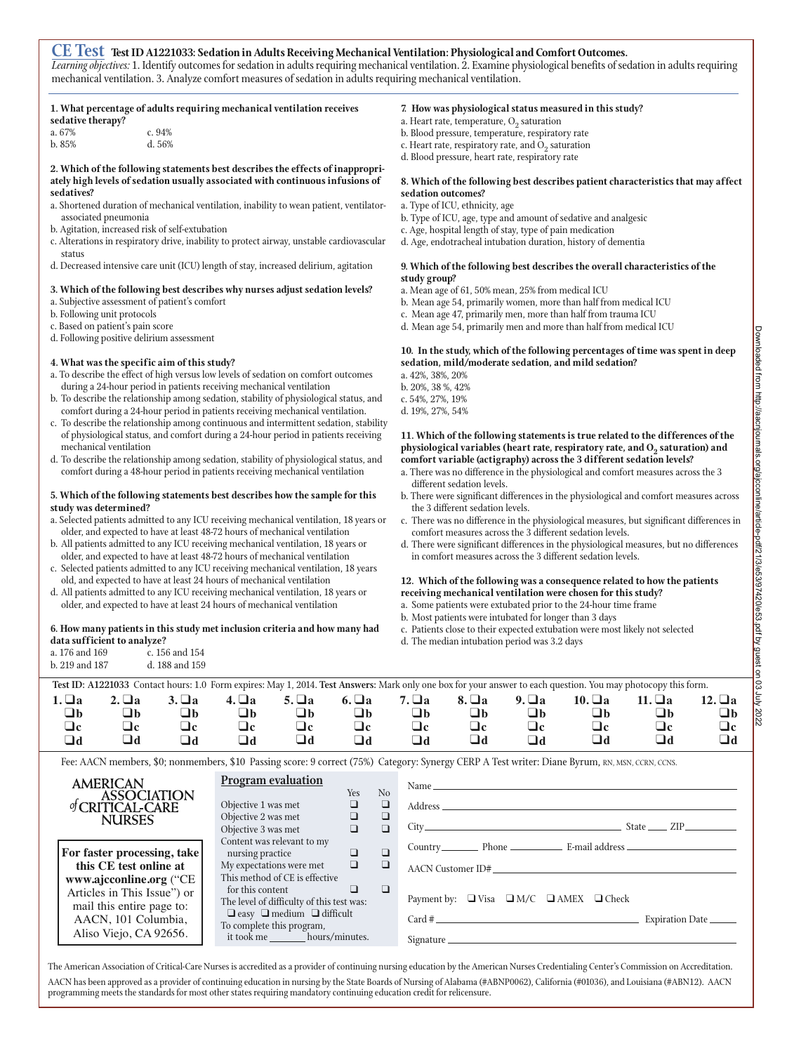# CE Test Test ID A1221033: Sedation in Adults Receiving Mechanical Ventilation: Physiological and Comfort Outcomes.

*Learning objectives:* 1. Identify outcomes for sedation in adults requiring mechanical ventilation. 2. Examine physiological benefits of sedation in adults requiring mechanical ventilation. 3. Analyze comfort measures of sedation in adults requiring mechanical ventilation.

**1. What percentage of adults requiring mechanical ventilation receives sedative therapy?**

a. 67%
b. 85%
c. 94%
d. 56%

**2. Which of the following statements best describes the effects of inappropriately high levels of sedation usually associated with continuous infusions of sedatives?**

a. Shortened duration of mechanical ventilation, inability to wean patient, ventilator-associated pneumonia
b. Agitation, increased risk of self-extubation
c. Alterations in respiratory drive, inability to protect airway, unstable cardiovascular status
d. Decreased intensive care unit (ICU) length of stay, increased delirium, agitation

**3. Which of the following best describes why nurses adjust sedation levels?**

a. Subjective assessment of patient's comfort
b. Following unit protocols
c. Based on patient's pain score
d. Following positive delirium assessment

**4. What was the specific aim of this study?**

a. To describe the effect of high versus low levels of sedation on comfort outcomes during a 24-hour period in patients receiving mechanical ventilation
b. To describe the relationship among sedation, stability of physiological status, and comfort during a 24-hour period in patients receiving mechanical ventilation.
c. To describe the relationship among continuous and intermittent sedation, stability of physiological status, and comfort during a 24-hour period in patients receiving mechanical ventilation
d. To describe the relationship among sedation, stability of physiological status, and comfort during a 48-hour period in patients receiving mechanical ventilation

**5. Which of the following statements best describes how the sample for this study was determined?**

a. Selected patients admitted to any ICU receiving mechanical ventilation, 18 years or older, and expected to have at least 48-72 hours of mechanical ventilation
b. All patients admitted to any ICU receiving mechanical ventilation, 18 years or older, and expected to have at least 48-72 hours of mechanical ventilation
c. Selected patients admitted to any ICU receiving mechanical ventilation, 18 years old, and expected to have at least 24 hours of mechanical ventilation
d. All patients admitted to any ICU receiving mechanical ventilation, 18 years or older, and expected to have at least 24 hours of mechanical ventilation

**6. How many patients in this study met inclusion criteria and how many had data sufficient to analyze?**

a. 176 and 169
b. 219 and 187
c. 156 and 154
d. 188 and 159

**7. How was physiological status measured in this study?**

a. Heart rate, temperature, $O_2$ saturation
b. Blood pressure, temperature, respiratory rate
c. Heart rate, respiratory rate, and $O_2$ saturation
d. Blood pressure, heart rate, respiratory rate

**8. Which of the following best describes patient characteristics that may affect sedation outcomes?**

a. Type of ICU, ethnicity, age
b. Type of ICU, age, type and amount of sedative and analgesic
c. Age, hospital length of stay, type of pain medication
d. Age, endotracheal intubation duration, history of dementia

**9. Which of the following best describes the overall characteristics of the study group?**

a. Mean age of 61, 50% mean, 25% from medical ICU
b. Mean age 54, primarily women, more than half from medical ICU
c. Mean age 47, primarily men, more than half from trauma ICU
d. Mean age 54, primarily men and more than half from medical ICU

**10. In the study, which of the following percentages of time was spent in deep sedation, mild/moderate sedation, and mild sedation?**

a. 42%, 38%, 20%
b. 20%, 38 %, 42%
c. 54%, 27%, 19%
d. 19%, 27%, 54%

**11. Which of the following statements is true related to the differences of the physiological variables (heart rate, respiratory rate, and $O_2$ saturation) and comfort variable (actigraphy) across the 3 different sedation levels?**

a. There was no difference in the physiological and comfort measures across the 3 different sedation levels.
b. There were significant differences in the physiological and comfort measures across the 3 different sedation levels.
c. There was no difference in the physiological measures, but significant differences in comfort measures across the 3 different sedation levels.
d. There were significant differences in the physiological measures, but no differences in comfort measures across the 3 different sedation levels.

**12. Which of the following was a consequence related to how the patients receiving mechanical ventilation were chosen for this study?**

a. Some patients were extubated prior to the 24-hour time frame
b. Most patients were intubated for longer than 3 days
c. Patients close to their expected extubation were most likely not selected
d. The median intubation period was 3.2 days

**Test ID: A1221033** Contact hours: 1.0 Form expires: May 1, 2014. **Test Answers:** Mark only one box for your answer to each question. You may photocopy this form.

| 1. | 2. | 3. | 4. | 5. | 6. | 7. | 8. | 9. | 10. | 11. | 12. |
|---|---|---|---|---|---|---|---|---|---|---|---|
| ❑a | ❑a | ❑a | ❑a | ❑a | ❑a | ❑a | ❑a | ❑a | ❑a | ❑a | ❑a |
| ❑b | ❑b | ❑b | ❑b | ❑b | ❑b | ❑b | ❑b | ❑b | ❑b | ❑b | ❑b |
| ❑c | ❑c | ❑c | ❑c | ❑c | ❑c | ❑c | ❑c | ❑c | ❑c | ❑c | ❑c |
| ❑d | ❑d | ❑d | ❑d | ❑d | ❑d | ❑d | ❑d | ❑d | ❑d | ❑d | ❑d |

Fee: AACN members, $0; nonmembers, $10 Passing score: 9 correct (75%) Category: Synergy CERP A Test writer: Diane Byrum, RN, MSN, CCRN, CCNS.

AMERICAN ASSOCIATION of CRITICAL-CARE NURSES

**For faster processing, take this CE test online at www.ajcconline.org** ("CE Articles in This Issue") or mail this entire page to: AACN, 101 Columbia, Aliso Viejo, CA 92656.

**Program evaluation**

| | Yes | No |
|---|---|---|
| Objective 1 was met | ❑ | ❑ |
| Objective 2 was met | ❑ | ❑ |
| Objective 3 was met | ❑ | ❑ |
| Content was relevant to my nursing practice | ❑ | ❑ |
| My expectations were met | ❑ | ❑ |
| This method of CE is effective for this content | ❑ | ❑ |

The level of difficulty of this test was: ❑ easy ❑ medium ❑ difficult

To complete this program, it took me _______ hours/minutes.

Name ____________________

Address ____________________

City ____________ State ____ ZIP ________

Country ________ Phone __________ E-mail address ____________

AACN Customer ID# ____________________

Payment by: ❑ Visa ❑ M/C ❑ AMEX ❑ Check

Card # ____________________ Expiration Date ______

Signature ____________________

The American Association of Critical-Care Nurses is accredited as a provider of continuing nursing education by the American Nurses Credentialing Center's Commission on Accreditation.

AACN has been approved as a provider of continuing education in nursing by the State Boards of Nursing of Alabama (#ABNP0062), California (#01036), and Louisiana (#ABN12). AACN programming meets the standards for most other states requiring mandatory continuing education credit for relicensure.